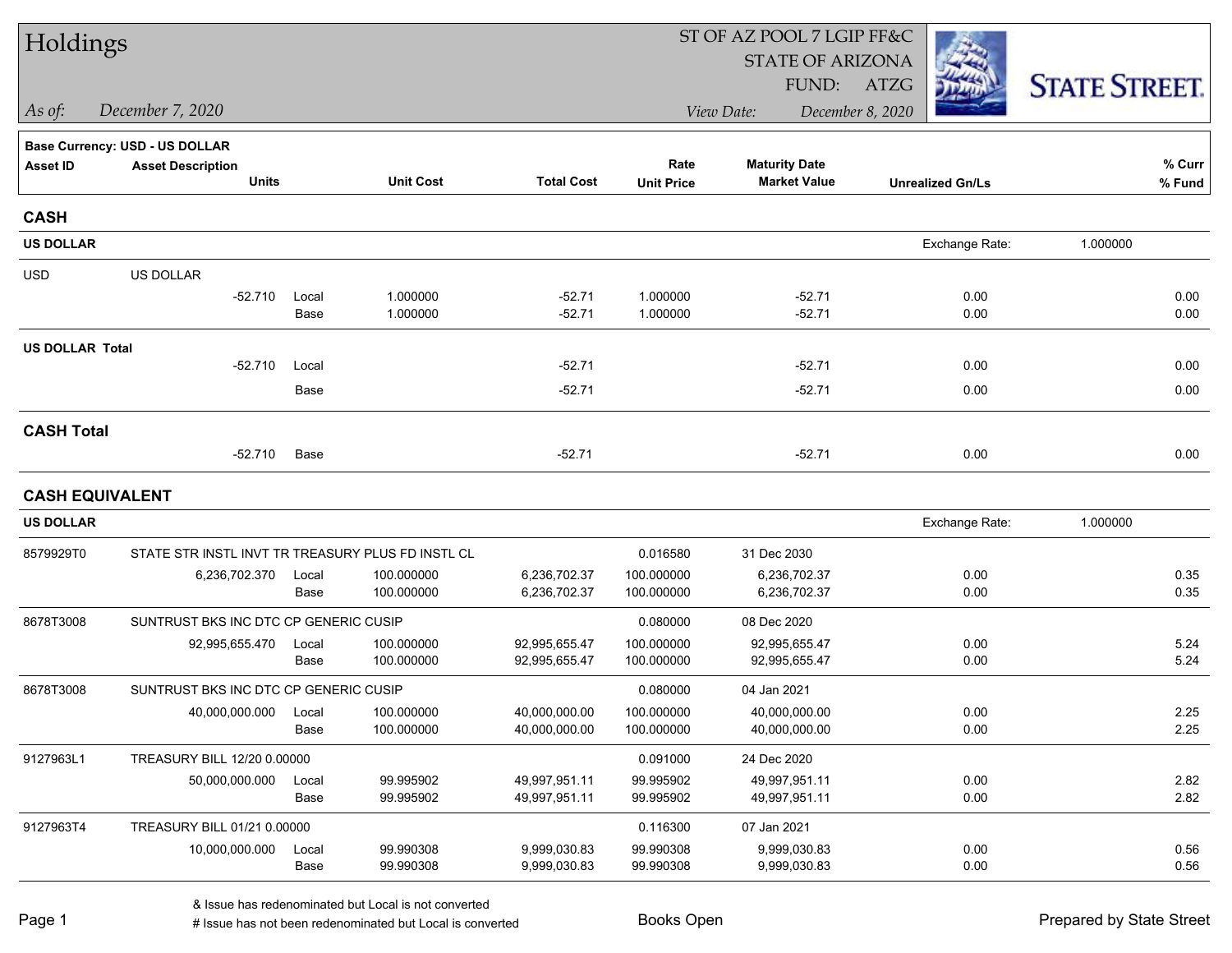# Holdings

ST OF AZ POOL 7 LGIP FF&C
STATE OF ARIZONA
FUND: ATZG

*As of:* *December 7, 2020*

*View Date:* *December 8, 2020*

STATE STREET.

**Base Currency: USD - US DOLLAR**

| Asset ID | Asset Description / Units | | Unit Cost | Total Cost | Rate / Unit Price | Maturity Date / Market Value | Unrealized Gn/Ls | % Curr / % Fund |
|---|---|---|---|---|---|---|---|---|
| **CASH** | | | | | | | | |
| **US DOLLAR** | | | | | | | Exchange Rate: 1.000000 | |
| USD | US DOLLAR | | | | | | | |
| | -52.710 | Local | 1.000000 | -52.71 | 1.000000 | -52.71 | 0.00 | 0.00 |
| | | Base | 1.000000 | -52.71 | 1.000000 | -52.71 | 0.00 | 0.00 |
| **US DOLLAR Total** | | | | | | | | |
| | -52.710 | Local | | -52.71 | | -52.71 | 0.00 | 0.00 |
| | | Base | | -52.71 | | -52.71 | 0.00 | 0.00 |
| **CASH Total** | | | | | | | | |
| | -52.710 | Base | | -52.71 | | -52.71 | 0.00 | 0.00 |
| **CASH EQUIVALENT** | | | | | | | | |
| **US DOLLAR** | | | | | | | Exchange Rate: 1.000000 | |
| 8579929T0 | STATE STR INSTL INVT TR TREASURY PLUS FD INSTL CL | | | | 0.016580 | 31 Dec 2030 | | |
| | 6,236,702.370 | Local | 100.000000 | 6,236,702.37 | 100.000000 | 6,236,702.37 | 0.00 | 0.35 |
| | | Base | 100.000000 | 6,236,702.37 | 100.000000 | 6,236,702.37 | 0.00 | 0.35 |
| 8678T3008 | SUNTRUST BKS INC DTC CP GENERIC CUSIP | | | | 0.080000 | 08 Dec 2020 | | |
| | 92,995,655.470 | Local | 100.000000 | 92,995,655.47 | 100.000000 | 92,995,655.47 | 0.00 | 5.24 |
| | | Base | 100.000000 | 92,995,655.47 | 100.000000 | 92,995,655.47 | 0.00 | 5.24 |
| 8678T3008 | SUNTRUST BKS INC DTC CP GENERIC CUSIP | | | | 0.080000 | 04 Jan 2021 | | |
| | 40,000,000.000 | Local | 100.000000 | 40,000,000.00 | 100.000000 | 40,000,000.00 | 0.00 | 2.25 |
| | | Base | 100.000000 | 40,000,000.00 | 100.000000 | 40,000,000.00 | 0.00 | 2.25 |
| 9127963L1 | TREASURY BILL 12/20 0.00000 | | | | 0.091000 | 24 Dec 2020 | | |
| | 50,000,000.000 | Local | 99.995902 | 49,997,951.11 | 99.995902 | 49,997,951.11 | 0.00 | 2.82 |
| | | Base | 99.995902 | 49,997,951.11 | 99.995902 | 49,997,951.11 | 0.00 | 2.82 |
| 9127963T4 | TREASURY BILL 01/21 0.00000 | | | | 0.116300 | 07 Jan 2021 | | |
| | 10,000,000.000 | Local | 99.990308 | 9,999,030.83 | 99.990308 | 9,999,030.83 | 0.00 | 0.56 |
| | | Base | 99.990308 | 9,999,030.83 | 99.990308 | 9,999,030.83 | 0.00 | 0.56 |

& Issue has redenominated but Local is not converted
# Issue has not been redenominated but Local is converted

Books Open

Prepared by State Street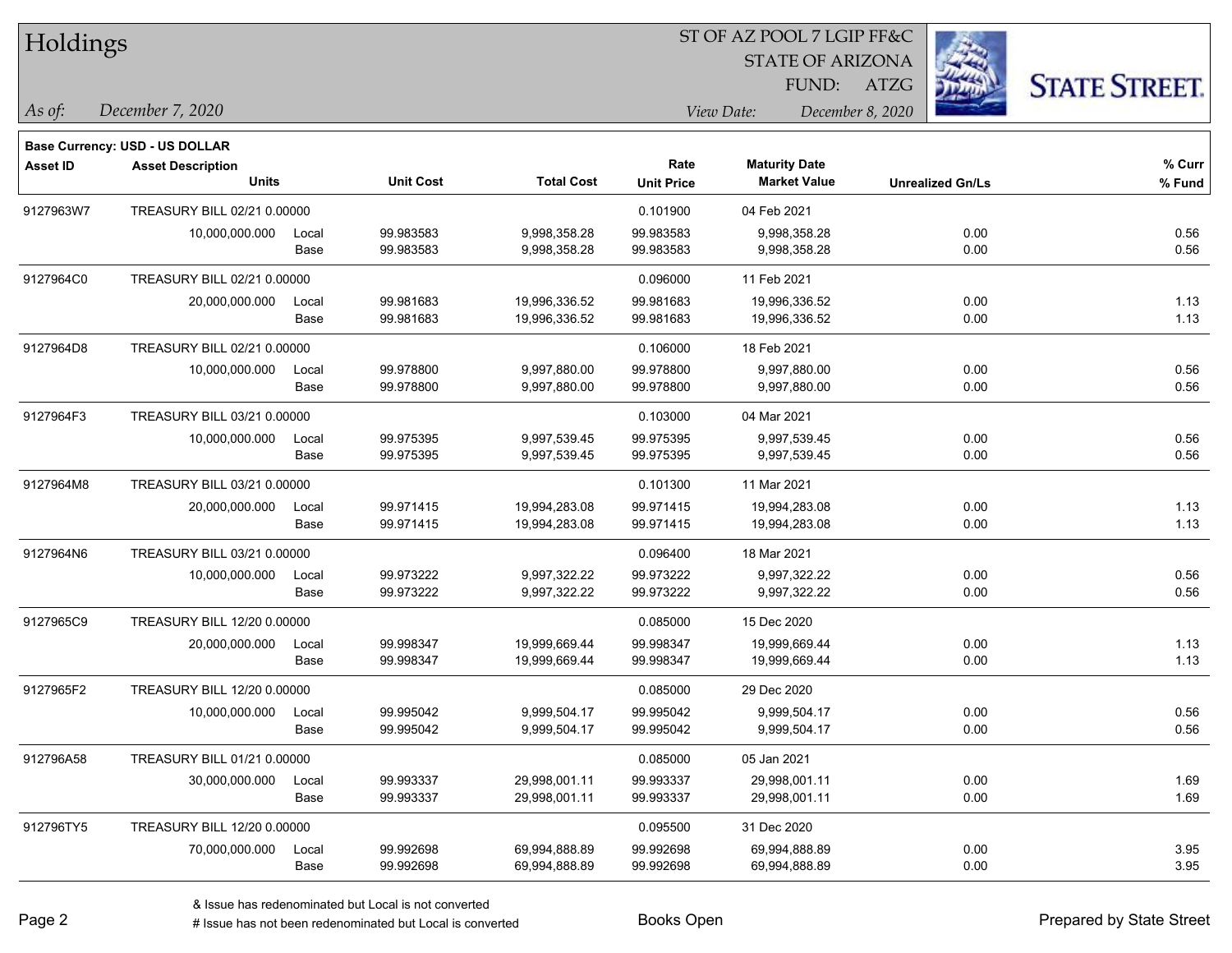# Holdings

ST OF AZ POOL 7 LGIP FF&C
STATE OF ARIZONA
FUND: ATZG

*As of:* December 7, 2020

*View Date:* December 8, 2020

**Base Currency: USD - US DOLLAR**

| Asset ID | Asset Description / Units | | Unit Cost | Total Cost | Rate / Unit Price | Maturity Date / Market Value | Unrealized Gn/Ls | % Curr / % Fund |
|---|---|---|---|---|---|---|---|---|
| 9127963W7 | TREASURY BILL 02/21 0.00000 | | | | 0.101900 | 04 Feb 2021 | | |
| | 10,000,000.000 | Local | 99.983583 | 9,998,358.28 | 99.983583 | 9,998,358.28 | 0.00 | 0.56 |
| | | Base | 99.983583 | 9,998,358.28 | 99.983583 | 9,998,358.28 | 0.00 | 0.56 |
| 9127964C0 | TREASURY BILL 02/21 0.00000 | | | | 0.096000 | 11 Feb 2021 | | |
| | 20,000,000.000 | Local | 99.981683 | 19,996,336.52 | 99.981683 | 19,996,336.52 | 0.00 | 1.13 |
| | | Base | 99.981683 | 19,996,336.52 | 99.981683 | 19,996,336.52 | 0.00 | 1.13 |
| 9127964D8 | TREASURY BILL 02/21 0.00000 | | | | 0.106000 | 18 Feb 2021 | | |
| | 10,000,000.000 | Local | 99.978800 | 9,997,880.00 | 99.978800 | 9,997,880.00 | 0.00 | 0.56 |
| | | Base | 99.978800 | 9,997,880.00 | 99.978800 | 9,997,880.00 | 0.00 | 0.56 |
| 9127964F3 | TREASURY BILL 03/21 0.00000 | | | | 0.103000 | 04 Mar 2021 | | |
| | 10,000,000.000 | Local | 99.975395 | 9,997,539.45 | 99.975395 | 9,997,539.45 | 0.00 | 0.56 |
| | | Base | 99.975395 | 9,997,539.45 | 99.975395 | 9,997,539.45 | 0.00 | 0.56 |
| 9127964M8 | TREASURY BILL 03/21 0.00000 | | | | 0.101300 | 11 Mar 2021 | | |
| | 20,000,000.000 | Local | 99.971415 | 19,994,283.08 | 99.971415 | 19,994,283.08 | 0.00 | 1.13 |
| | | Base | 99.971415 | 19,994,283.08 | 99.971415 | 19,994,283.08 | 0.00 | 1.13 |
| 9127964N6 | TREASURY BILL 03/21 0.00000 | | | | 0.096400 | 18 Mar 2021 | | |
| | 10,000,000.000 | Local | 99.973222 | 9,997,322.22 | 99.973222 | 9,997,322.22 | 0.00 | 0.56 |
| | | Base | 99.973222 | 9,997,322.22 | 99.973222 | 9,997,322.22 | 0.00 | 0.56 |
| 9127965C9 | TREASURY BILL 12/20 0.00000 | | | | 0.085000 | 15 Dec 2020 | | |
| | 20,000,000.000 | Local | 99.998347 | 19,999,669.44 | 99.998347 | 19,999,669.44 | 0.00 | 1.13 |
| | | Base | 99.998347 | 19,999,669.44 | 99.998347 | 19,999,669.44 | 0.00 | 1.13 |
| 9127965F2 | TREASURY BILL 12/20 0.00000 | | | | 0.085000 | 29 Dec 2020 | | |
| | 10,000,000.000 | Local | 99.995042 | 9,999,504.17 | 99.995042 | 9,999,504.17 | 0.00 | 0.56 |
| | | Base | 99.995042 | 9,999,504.17 | 99.995042 | 9,999,504.17 | 0.00 | 0.56 |
| 912796A58 | TREASURY BILL 01/21 0.00000 | | | | 0.085000 | 05 Jan 2021 | | |
| | 30,000,000.000 | Local | 99.993337 | 29,998,001.11 | 99.993337 | 29,998,001.11 | 0.00 | 1.69 |
| | | Base | 99.993337 | 29,998,001.11 | 99.993337 | 29,998,001.11 | 0.00 | 1.69 |
| 912796TY5 | TREASURY BILL 12/20 0.00000 | | | | 0.095500 | 31 Dec 2020 | | |
| | 70,000,000.000 | Local | 99.992698 | 69,994,888.89 | 99.992698 | 69,994,888.89 | 0.00 | 3.95 |
| | | Base | 99.992698 | 69,994,888.89 | 99.992698 | 69,994,888.89 | 0.00 | 3.95 |

& Issue has redenominated but Local is not converted

# Issue has not been redenominated but Local is converted

Books Open

Prepared by State Street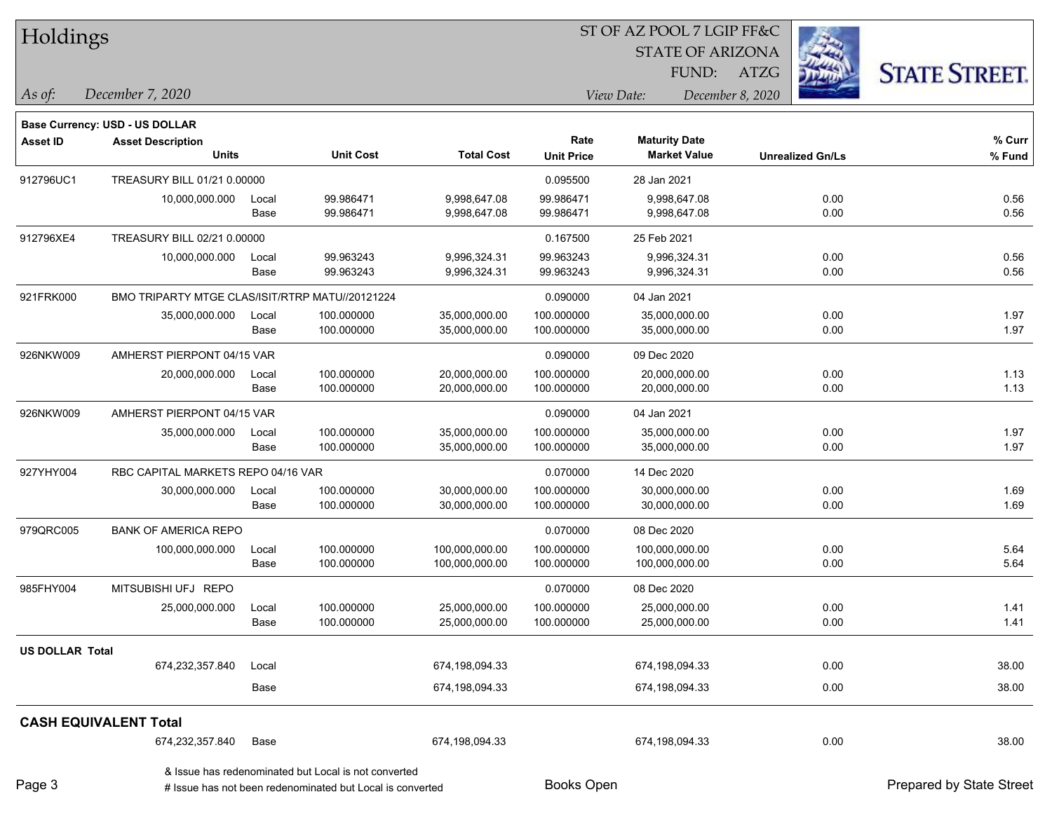# Holdings

ST OF AZ POOL 7 LGIP FF&C
STATE OF ARIZONA
FUND: ATZG

*As of:* *December 7, 2020*

*View Date:* *December 8, 2020*

**Base Currency: USD - US DOLLAR**

| Asset ID | Asset Description / Units | | Unit Cost | Total Cost | Rate / Unit Price | Maturity Date / Market Value | Unrealized Gn/Ls | % Curr / % Fund |
|---|---|---|---|---|---|---|---|---|
| 912796UC1 | TREASURY BILL 01/21 0.00000 | | | | 0.095500 | 28 Jan 2021 | | |
| | 10,000,000.000 | Local | 99.986471 | 9,998,647.08 | 99.986471 | 9,998,647.08 | 0.00 | 0.56 |
| | | Base | 99.986471 | 9,998,647.08 | 99.986471 | 9,998,647.08 | 0.00 | 0.56 |
| 912796XE4 | TREASURY BILL 02/21 0.00000 | | | | 0.167500 | 25 Feb 2021 | | |
| | 10,000,000.000 | Local | 99.963243 | 9,996,324.31 | 99.963243 | 9,996,324.31 | 0.00 | 0.56 |
| | | Base | 99.963243 | 9,996,324.31 | 99.963243 | 9,996,324.31 | 0.00 | 0.56 |
| 921FRK000 | BMO TRIPARTY MTGE CLAS/ISIT/RTRP MATU//20121224 | | | | 0.090000 | 04 Jan 2021 | | |
| | 35,000,000.000 | Local | 100.000000 | 35,000,000.00 | 100.000000 | 35,000,000.00 | 0.00 | 1.97 |
| | | Base | 100.000000 | 35,000,000.00 | 100.000000 | 35,000,000.00 | 0.00 | 1.97 |
| 926NKW009 | AMHERST PIERPONT 04/15 VAR | | | | 0.090000 | 09 Dec 2020 | | |
| | 20,000,000.000 | Local | 100.000000 | 20,000,000.00 | 100.000000 | 20,000,000.00 | 0.00 | 1.13 |
| | | Base | 100.000000 | 20,000,000.00 | 100.000000 | 20,000,000.00 | 0.00 | 1.13 |
| 926NKW009 | AMHERST PIERPONT 04/15 VAR | | | | 0.090000 | 04 Jan 2021 | | |
| | 35,000,000.000 | Local | 100.000000 | 35,000,000.00 | 100.000000 | 35,000,000.00 | 0.00 | 1.97 |
| | | Base | 100.000000 | 35,000,000.00 | 100.000000 | 35,000,000.00 | 0.00 | 1.97 |
| 927YHY004 | RBC CAPITAL MARKETS REPO 04/16 VAR | | | | 0.070000 | 14 Dec 2020 | | |
| | 30,000,000.000 | Local | 100.000000 | 30,000,000.00 | 100.000000 | 30,000,000.00 | 0.00 | 1.69 |
| | | Base | 100.000000 | 30,000,000.00 | 100.000000 | 30,000,000.00 | 0.00 | 1.69 |
| 979QRC005 | BANK OF AMERICA REPO | | | | 0.070000 | 08 Dec 2020 | | |
| | 100,000,000.000 | Local | 100.000000 | 100,000,000.00 | 100.000000 | 100,000,000.00 | 0.00 | 5.64 |
| | | Base | 100.000000 | 100,000,000.00 | 100.000000 | 100,000,000.00 | 0.00 | 5.64 |
| 985FHY004 | MITSUBISHI UFJ REPO | | | | 0.070000 | 08 Dec 2020 | | |
| | 25,000,000.000 | Local | 100.000000 | 25,000,000.00 | 100.000000 | 25,000,000.00 | 0.00 | 1.41 |
| | | Base | 100.000000 | 25,000,000.00 | 100.000000 | 25,000,000.00 | 0.00 | 1.41 |
| **US DOLLAR Total** | | | | | | | | |
| | 674,232,357.840 | Local | | 674,198,094.33 | | 674,198,094.33 | 0.00 | 38.00 |
| | | Base | | 674,198,094.33 | | 674,198,094.33 | 0.00 | 38.00 |
| **CASH EQUIVALENT Total** | | | | | | | | |
| | 674,232,357.840 | Base | | 674,198,094.33 | | 674,198,094.33 | 0.00 | 38.00 |

& Issue has redenominated but Local is not converted
# Issue has not been redenominated but Local is converted

Books Open

Prepared by State Street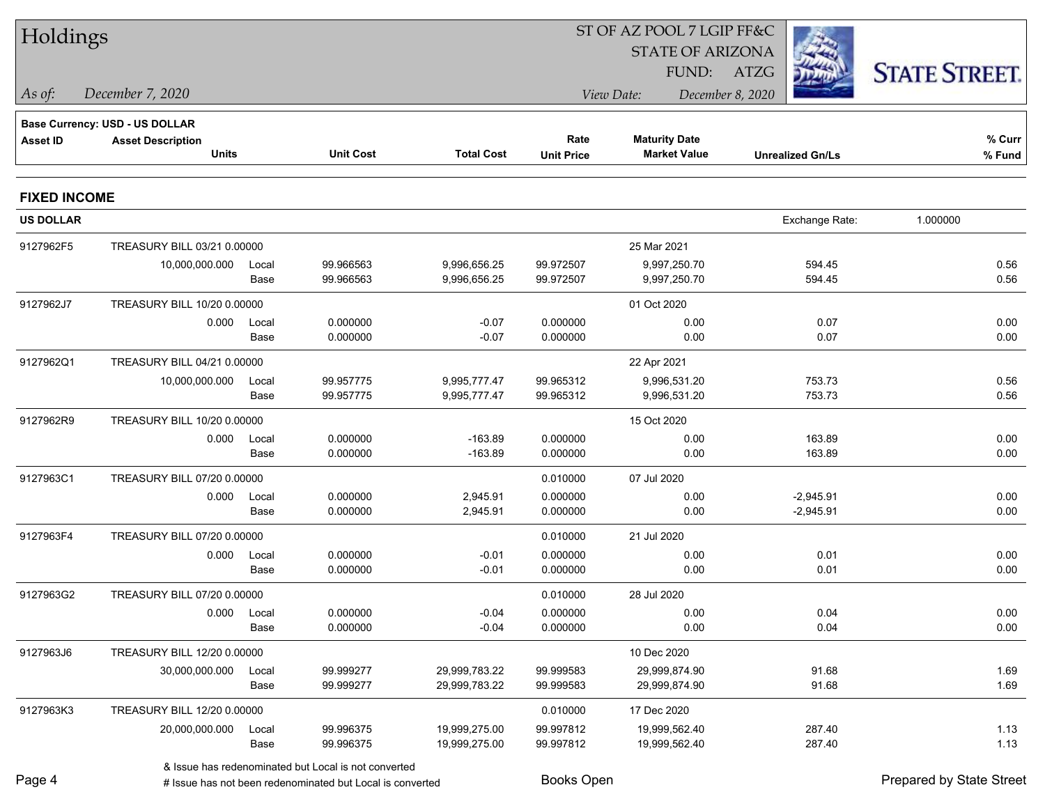# Holdings

ST OF AZ POOL 7 LGIP FF&C
STATE OF ARIZONA
FUND: ATZG

*As of:* *December 7, 2020*

*View Date:* *December 8, 2020*

**Base Currency: USD - US DOLLAR**

| Asset ID | Asset Description / Units | | Unit Cost | Total Cost | Rate / Unit Price | Maturity Date / Market Value | Unrealized Gn/Ls | % Curr / % Fund |
|---|---|---|---|---|---|---|---|---|

## FIXED INCOME

**US DOLLAR** Exchange Rate: 1.000000

| Asset ID | Asset Description / Units | | Unit Cost | Total Cost | Rate / Unit Price | Maturity Date / Market Value | Unrealized Gn/Ls | % Curr / % Fund |
|---|---|---|---|---|---|---|---|---|
| 9127962F5 | TREASURY BILL 03/21 0.00000 | | | | | 25 Mar 2021 | | |
| | 10,000,000.000 | Local | 99.966563 | 9,996,656.25 | 99.972507 | 9,997,250.70 | 594.45 | 0.56 |
| | | Base | 99.966563 | 9,996,656.25 | 99.972507 | 9,997,250.70 | 594.45 | 0.56 |
| 9127962J7 | TREASURY BILL 10/20 0.00000 | | | | | 01 Oct 2020 | | |
| | 0.000 | Local | 0.000000 | -0.07 | 0.000000 | 0.00 | 0.07 | 0.00 |
| | | Base | 0.000000 | -0.07 | 0.000000 | 0.00 | 0.07 | 0.00 |
| 9127962Q1 | TREASURY BILL 04/21 0.00000 | | | | | 22 Apr 2021 | | |
| | 10,000,000.000 | Local | 99.957775 | 9,995,777.47 | 99.965312 | 9,996,531.20 | 753.73 | 0.56 |
| | | Base | 99.957775 | 9,995,777.47 | 99.965312 | 9,996,531.20 | 753.73 | 0.56 |
| 9127962R9 | TREASURY BILL 10/20 0.00000 | | | | | 15 Oct 2020 | | |
| | 0.000 | Local | 0.000000 | -163.89 | 0.000000 | 0.00 | 163.89 | 0.00 |
| | | Base | 0.000000 | -163.89 | 0.000000 | 0.00 | 163.89 | 0.00 |
| 9127963C1 | TREASURY BILL 07/20 0.00000 | | | | 0.010000 | 07 Jul 2020 | | |
| | 0.000 | Local | 0.000000 | 2,945.91 | 0.000000 | 0.00 | -2,945.91 | 0.00 |
| | | Base | 0.000000 | 2,945.91 | 0.000000 | 0.00 | -2,945.91 | 0.00 |
| 9127963F4 | TREASURY BILL 07/20 0.00000 | | | | 0.010000 | 21 Jul 2020 | | |
| | 0.000 | Local | 0.000000 | -0.01 | 0.000000 | 0.00 | 0.01 | 0.00 |
| | | Base | 0.000000 | -0.01 | 0.000000 | 0.00 | 0.01 | 0.00 |
| 9127963G2 | TREASURY BILL 07/20 0.00000 | | | | 0.010000 | 28 Jul 2020 | | |
| | 0.000 | Local | 0.000000 | -0.04 | 0.000000 | 0.00 | 0.04 | 0.00 |
| | | Base | 0.000000 | -0.04 | 0.000000 | 0.00 | 0.04 | 0.00 |
| 9127963J6 | TREASURY BILL 12/20 0.00000 | | | | | 10 Dec 2020 | | |
| | 30,000,000.000 | Local | 99.999277 | 29,999,783.22 | 99.999583 | 29,999,874.90 | 91.68 | 1.69 |
| | | Base | 99.999277 | 29,999,783.22 | 99.999583 | 29,999,874.90 | 91.68 | 1.69 |
| 9127963K3 | TREASURY BILL 12/20 0.00000 | | | | 0.010000 | 17 Dec 2020 | | |
| | 20,000,000.000 | Local | 99.996375 | 19,999,275.00 | 99.997812 | 19,999,562.40 | 287.40 | 1.13 |
| | | Base | 99.996375 | 19,999,275.00 | 99.997812 | 19,999,562.40 | 287.40 | 1.13 |

& Issue has redenominated but Local is not converted
# Issue has not been redenominated but Local is converted

Books Open

Prepared by State Street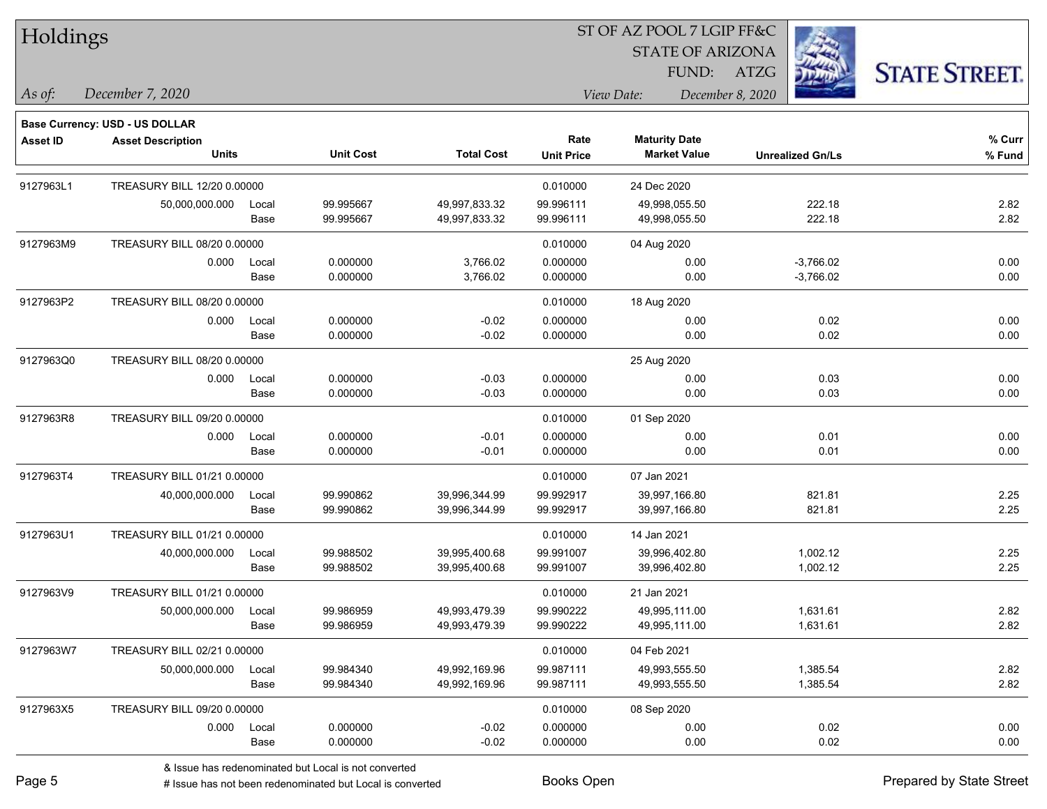# Holdings

ST OF AZ POOL 7 LGIP FF&C
STATE OF ARIZONA
FUND: ATZG

*As of:* *December 7, 2020*
*View Date:* *December 8, 2020*

**Base Currency: USD - US DOLLAR**

| Asset ID | Asset Description / Units | | Unit Cost | Total Cost | Rate / Unit Price | Maturity Date / Market Value | Unrealized Gn/Ls | % Curr / % Fund |
|---|---|---|---|---|---|---|---|---|
| 9127963L1 | TREASURY BILL 12/20 0.00000 | | | | 0.010000 | 24 Dec 2020 | | |
| | 50,000,000.000 | Local | 99.995667 | 49,997,833.32 | 99.996111 | 49,998,055.50 | 222.18 | 2.82 |
| | | Base | 99.995667 | 49,997,833.32 | 99.996111 | 49,998,055.50 | 222.18 | 2.82 |
| 9127963M9 | TREASURY BILL 08/20 0.00000 | | | | 0.010000 | 04 Aug 2020 | | |
| | 0.000 | Local | 0.000000 | 3,766.02 | 0.000000 | 0.00 | -3,766.02 | 0.00 |
| | | Base | 0.000000 | 3,766.02 | 0.000000 | 0.00 | -3,766.02 | 0.00 |
| 9127963P2 | TREASURY BILL 08/20 0.00000 | | | | 0.010000 | 18 Aug 2020 | | |
| | 0.000 | Local | 0.000000 | -0.02 | 0.000000 | 0.00 | 0.02 | 0.00 |
| | | Base | 0.000000 | -0.02 | 0.000000 | 0.00 | 0.02 | 0.00 |
| 9127963Q0 | TREASURY BILL 08/20 0.00000 | | | | | 25 Aug 2020 | | |
| | 0.000 | Local | 0.000000 | -0.03 | 0.000000 | 0.00 | 0.03 | 0.00 |
| | | Base | 0.000000 | -0.03 | 0.000000 | 0.00 | 0.03 | 0.00 |
| 9127963R8 | TREASURY BILL 09/20 0.00000 | | | | 0.010000 | 01 Sep 2020 | | |
| | 0.000 | Local | 0.000000 | -0.01 | 0.000000 | 0.00 | 0.01 | 0.00 |
| | | Base | 0.000000 | -0.01 | 0.000000 | 0.00 | 0.01 | 0.00 |
| 9127963T4 | TREASURY BILL 01/21 0.00000 | | | | 0.010000 | 07 Jan 2021 | | |
| | 40,000,000.000 | Local | 99.990862 | 39,996,344.99 | 99.992917 | 39,997,166.80 | 821.81 | 2.25 |
| | | Base | 99.990862 | 39,996,344.99 | 99.992917 | 39,997,166.80 | 821.81 | 2.25 |
| 9127963U1 | TREASURY BILL 01/21 0.00000 | | | | 0.010000 | 14 Jan 2021 | | |
| | 40,000,000.000 | Local | 99.988502 | 39,995,400.68 | 99.991007 | 39,996,402.80 | 1,002.12 | 2.25 |
| | | Base | 99.988502 | 39,995,400.68 | 99.991007 | 39,996,402.80 | 1,002.12 | 2.25 |
| 9127963V9 | TREASURY BILL 01/21 0.00000 | | | | 0.010000 | 21 Jan 2021 | | |
| | 50,000,000.000 | Local | 99.986959 | 49,993,479.39 | 99.990222 | 49,995,111.00 | 1,631.61 | 2.82 |
| | | Base | 99.986959 | 49,993,479.39 | 99.990222 | 49,995,111.00 | 1,631.61 | 2.82 |
| 9127963W7 | TREASURY BILL 02/21 0.00000 | | | | 0.010000 | 04 Feb 2021 | | |
| | 50,000,000.000 | Local | 99.984340 | 49,992,169.96 | 99.987111 | 49,993,555.50 | 1,385.54 | 2.82 |
| | | Base | 99.984340 | 49,992,169.96 | 99.987111 | 49,993,555.50 | 1,385.54 | 2.82 |
| 9127963X5 | TREASURY BILL 09/20 0.00000 | | | | 0.010000 | 08 Sep 2020 | | |
| | 0.000 | Local | 0.000000 | -0.02 | 0.000000 | 0.00 | 0.02 | 0.00 |
| | | Base | 0.000000 | -0.02 | 0.000000 | 0.00 | 0.02 | 0.00 |

& Issue has redenominated but Local is not converted
# Issue has not been redenominated but Local is converted

Books Open

Prepared by State Street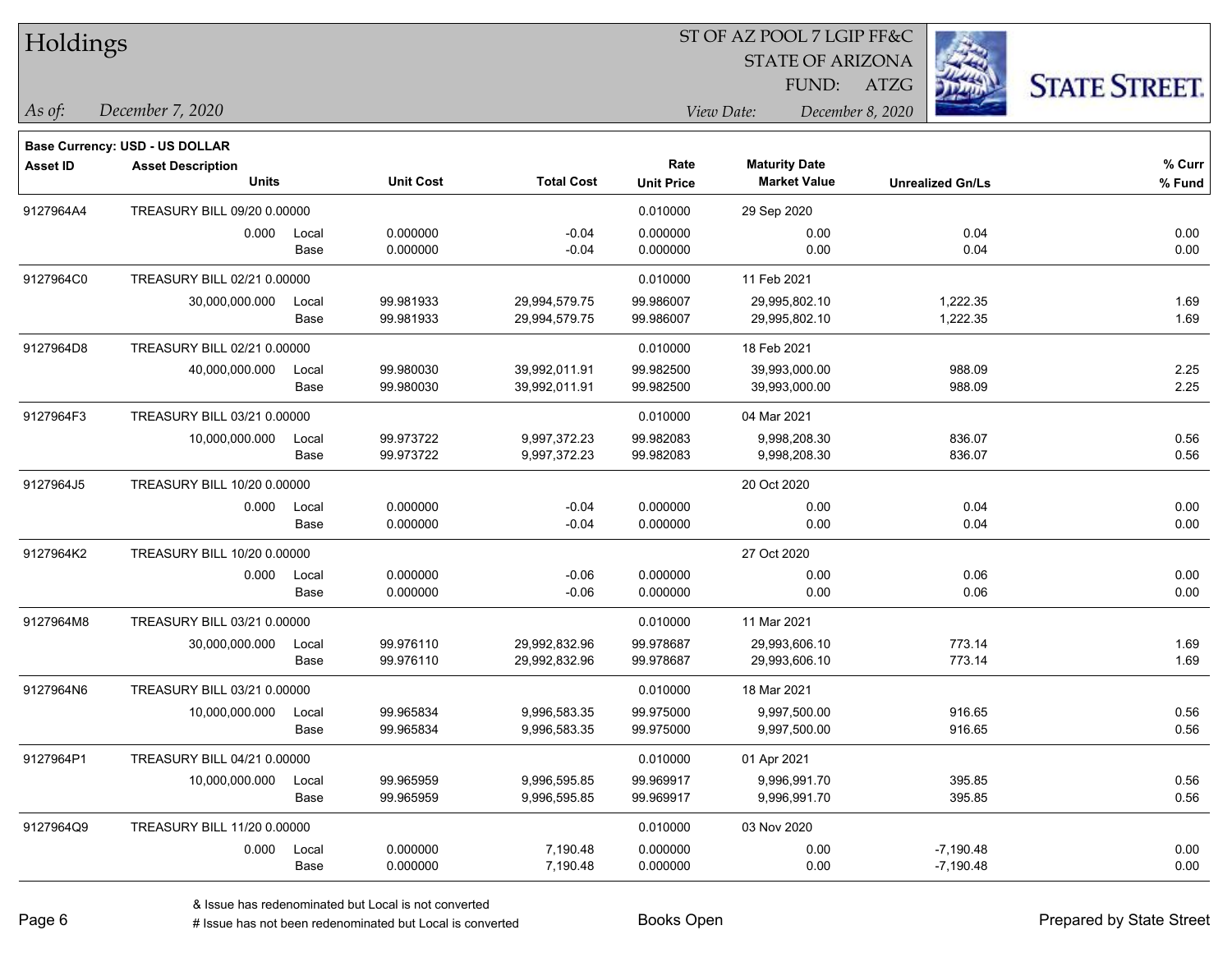# Holdings

ST OF AZ POOL 7 LGIP FF&C
STATE OF ARIZONA
FUND: ATZG

*As of:* *December 7, 2020*

*View Date:* *December 8, 2020*

STATE STREET.

**Base Currency: USD - US DOLLAR**

| Asset ID | Asset Description / Units | | Unit Cost | Total Cost | Rate / Unit Price | Maturity Date / Market Value | Unrealized Gn/Ls | % Curr / % Fund |
|---|---|---|---|---|---|---|---|---|
| 9127964A4 | TREASURY BILL 09/20 0.00000 | | | | 0.010000 | 29 Sep 2020 | | |
| | 0.000 | Local | 0.000000 | -0.04 | 0.000000 | 0.00 | 0.04 | 0.00 |
| | | Base | 0.000000 | -0.04 | 0.000000 | 0.00 | 0.04 | 0.00 |
| 9127964C0 | TREASURY BILL 02/21 0.00000 | | | | 0.010000 | 11 Feb 2021 | | |
| | 30,000,000.000 | Local | 99.981933 | 29,994,579.75 | 99.986007 | 29,995,802.10 | 1,222.35 | 1.69 |
| | | Base | 99.981933 | 29,994,579.75 | 99.986007 | 29,995,802.10 | 1,222.35 | 1.69 |
| 9127964D8 | TREASURY BILL 02/21 0.00000 | | | | 0.010000 | 18 Feb 2021 | | |
| | 40,000,000.000 | Local | 99.980030 | 39,992,011.91 | 99.982500 | 39,993,000.00 | 988.09 | 2.25 |
| | | Base | 99.980030 | 39,992,011.91 | 99.982500 | 39,993,000.00 | 988.09 | 2.25 |
| 9127964F3 | TREASURY BILL 03/21 0.00000 | | | | 0.010000 | 04 Mar 2021 | | |
| | 10,000,000.000 | Local | 99.973722 | 9,997,372.23 | 99.982083 | 9,998,208.30 | 836.07 | 0.56 |
| | | Base | 99.973722 | 9,997,372.23 | 99.982083 | 9,998,208.30 | 836.07 | 0.56 |
| 9127964J5 | TREASURY BILL 10/20 0.00000 | | | | | 20 Oct 2020 | | |
| | 0.000 | Local | 0.000000 | -0.04 | 0.000000 | 0.00 | 0.04 | 0.00 |
| | | Base | 0.000000 | -0.04 | 0.000000 | 0.00 | 0.04 | 0.00 |
| 9127964K2 | TREASURY BILL 10/20 0.00000 | | | | | 27 Oct 2020 | | |
| | 0.000 | Local | 0.000000 | -0.06 | 0.000000 | 0.00 | 0.06 | 0.00 |
| | | Base | 0.000000 | -0.06 | 0.000000 | 0.00 | 0.06 | 0.00 |
| 9127964M8 | TREASURY BILL 03/21 0.00000 | | | | 0.010000 | 11 Mar 2021 | | |
| | 30,000,000.000 | Local | 99.976110 | 29,992,832.96 | 99.978687 | 29,993,606.10 | 773.14 | 1.69 |
| | | Base | 99.976110 | 29,992,832.96 | 99.978687 | 29,993,606.10 | 773.14 | 1.69 |
| 9127964N6 | TREASURY BILL 03/21 0.00000 | | | | 0.010000 | 18 Mar 2021 | | |
| | 10,000,000.000 | Local | 99.965834 | 9,996,583.35 | 99.975000 | 9,997,500.00 | 916.65 | 0.56 |
| | | Base | 99.965834 | 9,996,583.35 | 99.975000 | 9,997,500.00 | 916.65 | 0.56 |
| 9127964P1 | TREASURY BILL 04/21 0.00000 | | | | 0.010000 | 01 Apr 2021 | | |
| | 10,000,000.000 | Local | 99.965959 | 9,996,595.85 | 99.969917 | 9,996,991.70 | 395.85 | 0.56 |
| | | Base | 99.965959 | 9,996,595.85 | 99.969917 | 9,996,991.70 | 395.85 | 0.56 |
| 9127964Q9 | TREASURY BILL 11/20 0.00000 | | | | 0.010000 | 03 Nov 2020 | | |
| | 0.000 | Local | 0.000000 | 7,190.48 | 0.000000 | 0.00 | -7,190.48 | 0.00 |
| | | Base | 0.000000 | 7,190.48 | 0.000000 | 0.00 | -7,190.48 | 0.00 |

& Issue has redenominated but Local is not converted
# Issue has not been redenominated but Local is converted

Books Open

Prepared by State Street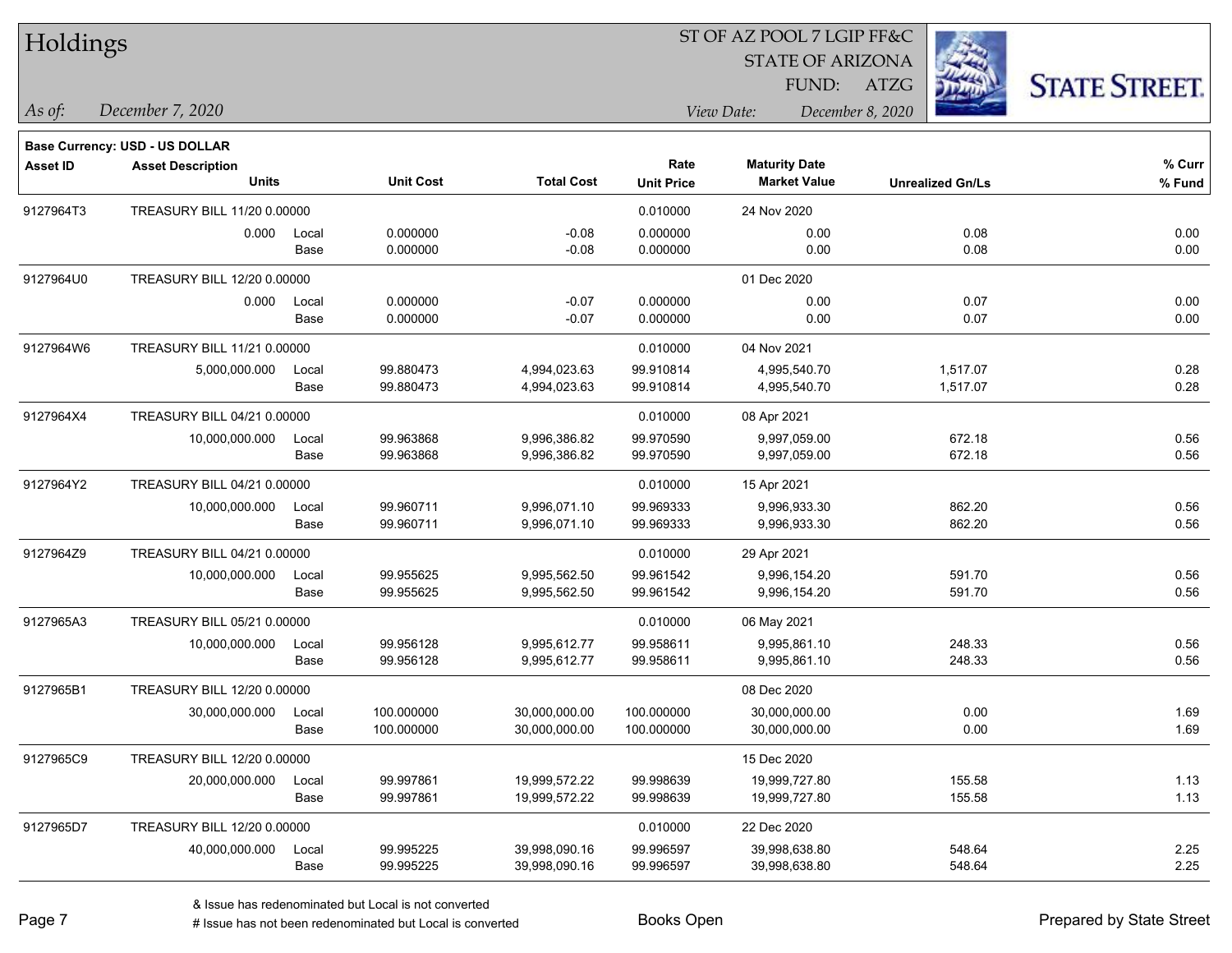# Holdings

ST OF AZ POOL 7 LGIP FF&C
STATE OF ARIZONA
FUND: ATZG

*As of:* *December 7, 2020*

*View Date:* *December 8, 2020*

**Base Currency: USD - US DOLLAR**

| Asset ID | Asset Description / Units | | Unit Cost | Total Cost | Rate / Unit Price | Maturity Date / Market Value | Unrealized Gn/Ls | % Curr / % Fund |
|---|---|---|---|---|---|---|---|---|
| 9127964T3 | TREASURY BILL 11/20 0.00000 | | | | 0.010000 | 24 Nov 2020 | | |
| | 0.000 | Local | 0.000000 | -0.08 | 0.000000 | 0.00 | 0.08 | 0.00 |
| | | Base | 0.000000 | -0.08 | 0.000000 | 0.00 | 0.08 | 0.00 |
| 9127964U0 | TREASURY BILL 12/20 0.00000 | | | | | 01 Dec 2020 | | |
| | 0.000 | Local | 0.000000 | -0.07 | 0.000000 | 0.00 | 0.07 | 0.00 |
| | | Base | 0.000000 | -0.07 | 0.000000 | 0.00 | 0.07 | 0.00 |
| 9127964W6 | TREASURY BILL 11/21 0.00000 | | | | 0.010000 | 04 Nov 2021 | | |
| | 5,000,000.000 | Local | 99.880473 | 4,994,023.63 | 99.910814 | 4,995,540.70 | 1,517.07 | 0.28 |
| | | Base | 99.880473 | 4,994,023.63 | 99.910814 | 4,995,540.70 | 1,517.07 | 0.28 |
| 9127964X4 | TREASURY BILL 04/21 0.00000 | | | | 0.010000 | 08 Apr 2021 | | |
| | 10,000,000.000 | Local | 99.963868 | 9,996,386.82 | 99.970590 | 9,997,059.00 | 672.18 | 0.56 |
| | | Base | 99.963868 | 9,996,386.82 | 99.970590 | 9,997,059.00 | 672.18 | 0.56 |
| 9127964Y2 | TREASURY BILL 04/21 0.00000 | | | | 0.010000 | 15 Apr 2021 | | |
| | 10,000,000.000 | Local | 99.960711 | 9,996,071.10 | 99.969333 | 9,996,933.30 | 862.20 | 0.56 |
| | | Base | 99.960711 | 9,996,071.10 | 99.969333 | 9,996,933.30 | 862.20 | 0.56 |
| 9127964Z9 | TREASURY BILL 04/21 0.00000 | | | | 0.010000 | 29 Apr 2021 | | |
| | 10,000,000.000 | Local | 99.955625 | 9,995,562.50 | 99.961542 | 9,996,154.20 | 591.70 | 0.56 |
| | | Base | 99.955625 | 9,995,562.50 | 99.961542 | 9,996,154.20 | 591.70 | 0.56 |
| 9127965A3 | TREASURY BILL 05/21 0.00000 | | | | 0.010000 | 06 May 2021 | | |
| | 10,000,000.000 | Local | 99.956128 | 9,995,612.77 | 99.958611 | 9,995,861.10 | 248.33 | 0.56 |
| | | Base | 99.956128 | 9,995,612.77 | 99.958611 | 9,995,861.10 | 248.33 | 0.56 |
| 9127965B1 | TREASURY BILL 12/20 0.00000 | | | | | 08 Dec 2020 | | |
| | 30,000,000.000 | Local | 100.000000 | 30,000,000.00 | 100.000000 | 30,000,000.00 | 0.00 | 1.69 |
| | | Base | 100.000000 | 30,000,000.00 | 100.000000 | 30,000,000.00 | 0.00 | 1.69 |
| 9127965C9 | TREASURY BILL 12/20 0.00000 | | | | 0.010000 | 15 Dec 2020 | | |
| | 20,000,000.000 | Local | 99.997861 | 19,999,572.22 | 99.998639 | 19,999,727.80 | 155.58 | 1.13 |
| | | Base | 99.997861 | 19,999,572.22 | 99.998639 | 19,999,727.80 | 155.58 | 1.13 |
| 9127965D7 | TREASURY BILL 12/20 0.00000 | | | | 0.010000 | 22 Dec 2020 | | |
| | 40,000,000.000 | Local | 99.995225 | 39,998,090.16 | 99.996597 | 39,998,638.80 | 548.64 | 2.25 |
| | | Base | 99.995225 | 39,998,090.16 | 99.996597 | 39,998,638.80 | 548.64 | 2.25 |

& Issue has redenominated but Local is not converted
# Issue has not been redenominated but Local is converted

Books Open

Prepared by State Street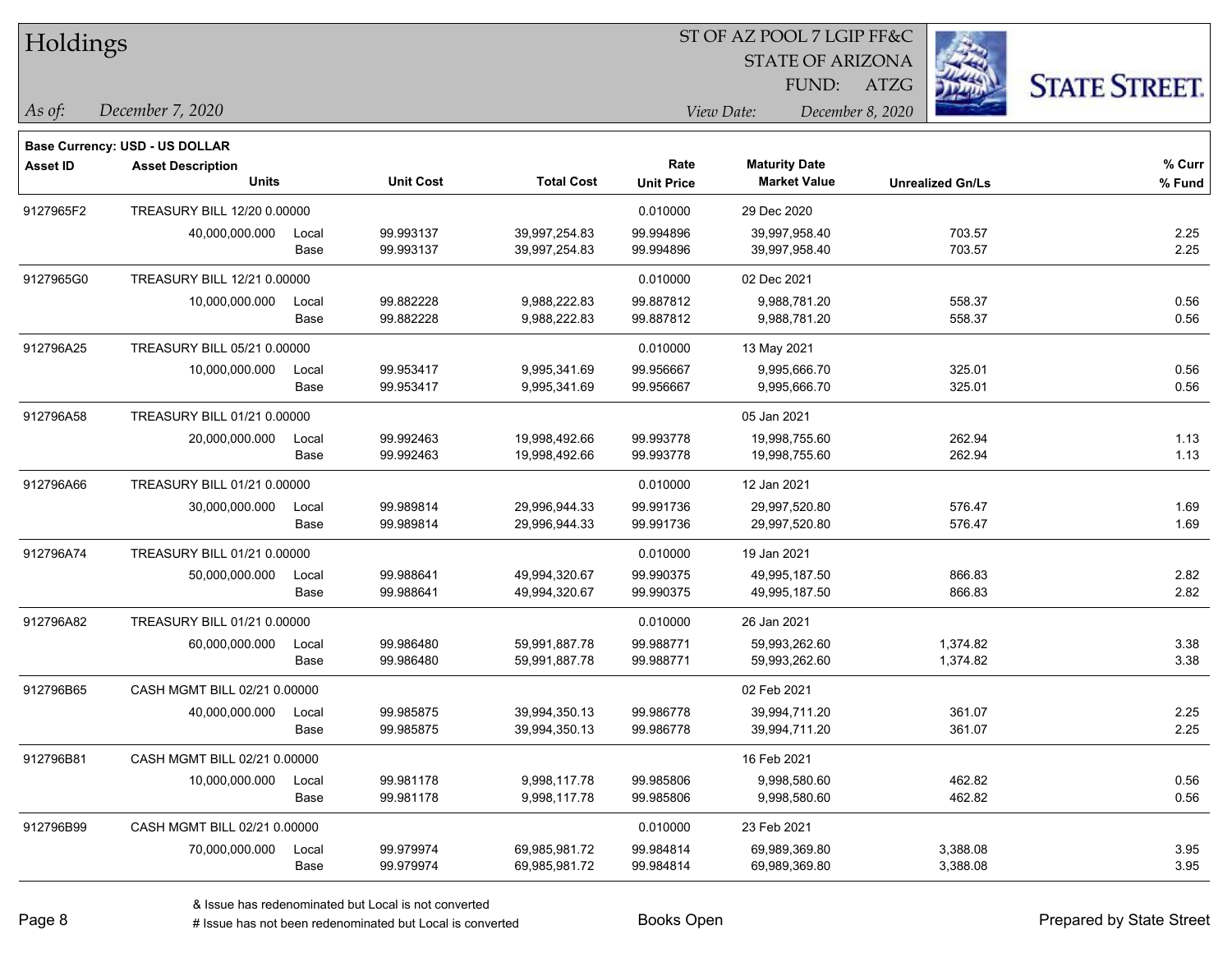# Holdings

ST OF AZ POOL 7 LGIP FF&C
STATE OF ARIZONA
FUND: ATZG

*As of:* December 7, 2020
*View Date:* December 8, 2020

**Base Currency: USD - US DOLLAR**

| Asset ID | Asset Description / Units | | Unit Cost | Total Cost | Rate / Unit Price | Maturity Date / Market Value | Unrealized Gn/Ls | % Curr / % Fund |
|---|---|---|---|---|---|---|---|---|
| 9127965F2 | TREASURY BILL 12/20 0.00000 | | | | 0.010000 | 29 Dec 2020 | | |
| | 40,000,000.000 | Local | 99.993137 | 39,997,254.83 | 99.994896 | 39,997,958.40 | 703.57 | 2.25 |
| | | Base | 99.993137 | 39,997,254.83 | 99.994896 | 39,997,958.40 | 703.57 | 2.25 |
| 9127965G0 | TREASURY BILL 12/21 0.00000 | | | | 0.010000 | 02 Dec 2021 | | |
| | 10,000,000.000 | Local | 99.882228 | 9,988,222.83 | 99.887812 | 9,988,781.20 | 558.37 | 0.56 |
| | | Base | 99.882228 | 9,988,222.83 | 99.887812 | 9,988,781.20 | 558.37 | 0.56 |
| 912796A25 | TREASURY BILL 05/21 0.00000 | | | | 0.010000 | 13 May 2021 | | |
| | 10,000,000.000 | Local | 99.953417 | 9,995,341.69 | 99.956667 | 9,995,666.70 | 325.01 | 0.56 |
| | | Base | 99.953417 | 9,995,341.69 | 99.956667 | 9,995,666.70 | 325.01 | 0.56 |
| 912796A58 | TREASURY BILL 01/21 0.00000 | | | | | 05 Jan 2021 | | |
| | 20,000,000.000 | Local | 99.992463 | 19,998,492.66 | 99.993778 | 19,998,755.60 | 262.94 | 1.13 |
| | | Base | 99.992463 | 19,998,492.66 | 99.993778 | 19,998,755.60 | 262.94 | 1.13 |
| 912796A66 | TREASURY BILL 01/21 0.00000 | | | | 0.010000 | 12 Jan 2021 | | |
| | 30,000,000.000 | Local | 99.989814 | 29,996,944.33 | 99.991736 | 29,997,520.80 | 576.47 | 1.69 |
| | | Base | 99.989814 | 29,996,944.33 | 99.991736 | 29,997,520.80 | 576.47 | 1.69 |
| 912796A74 | TREASURY BILL 01/21 0.00000 | | | | 0.010000 | 19 Jan 2021 | | |
| | 50,000,000.000 | Local | 99.988641 | 49,994,320.67 | 99.990375 | 49,995,187.50 | 866.83 | 2.82 |
| | | Base | 99.988641 | 49,994,320.67 | 99.990375 | 49,995,187.50 | 866.83 | 2.82 |
| 912796A82 | TREASURY BILL 01/21 0.00000 | | | | 0.010000 | 26 Jan 2021 | | |
| | 60,000,000.000 | Local | 99.986480 | 59,991,887.78 | 99.988771 | 59,993,262.60 | 1,374.82 | 3.38 |
| | | Base | 99.986480 | 59,991,887.78 | 99.988771 | 59,993,262.60 | 1,374.82 | 3.38 |
| 912796B65 | CASH MGMT BILL 02/21 0.00000 | | | | | 02 Feb 2021 | | |
| | 40,000,000.000 | Local | 99.985875 | 39,994,350.13 | 99.986778 | 39,994,711.20 | 361.07 | 2.25 |
| | | Base | 99.985875 | 39,994,350.13 | 99.986778 | 39,994,711.20 | 361.07 | 2.25 |
| 912796B81 | CASH MGMT BILL 02/21 0.00000 | | | | | 16 Feb 2021 | | |
| | 10,000,000.000 | Local | 99.981178 | 9,998,117.78 | 99.985806 | 9,998,580.60 | 462.82 | 0.56 |
| | | Base | 99.981178 | 9,998,117.78 | 99.985806 | 9,998,580.60 | 462.82 | 0.56 |
| 912796B99 | CASH MGMT BILL 02/21 0.00000 | | | | 0.010000 | 23 Feb 2021 | | |
| | 70,000,000.000 | Local | 99.979974 | 69,985,981.72 | 99.984814 | 69,989,369.80 | 3,388.08 | 3.95 |
| | | Base | 99.979974 | 69,985,981.72 | 99.984814 | 69,989,369.80 | 3,388.08 | 3.95 |

& Issue has redenominated but Local is not converted
# Issue has not been redenominated but Local is converted

Books Open

Prepared by State Street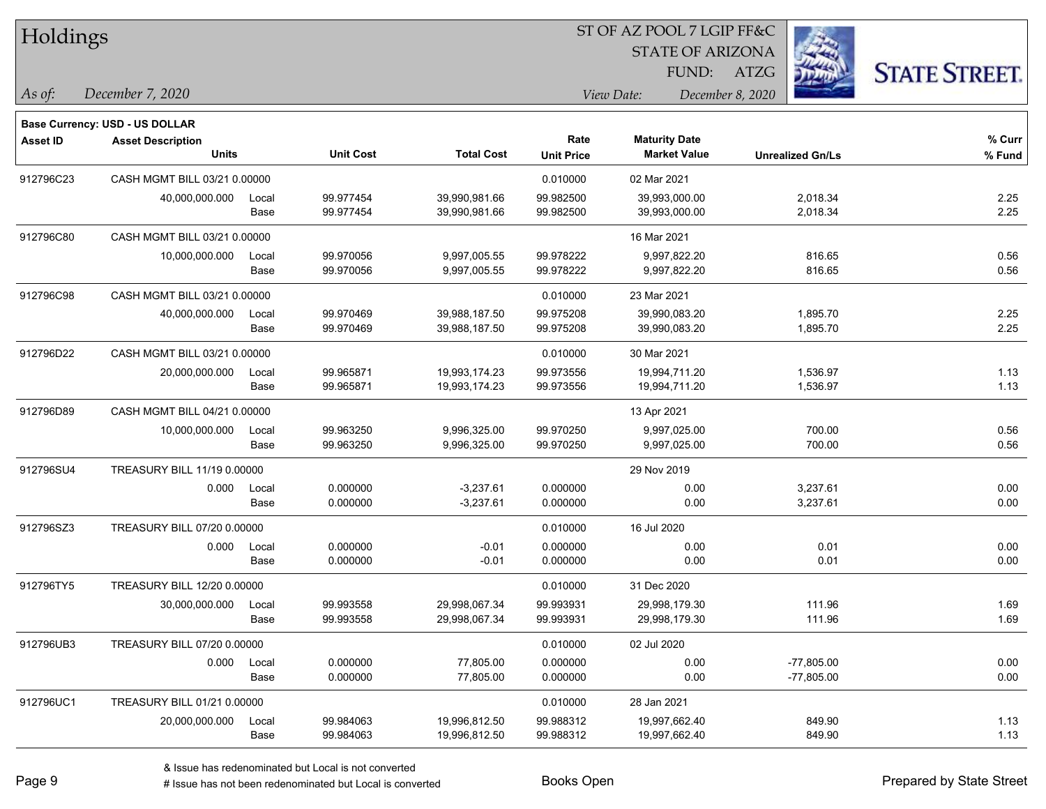# Holdings

ST OF AZ POOL 7 LGIP FF&C
STATE OF ARIZONA
FUND: ATZG

*As of:* *December 7, 2020*

*View Date:* *December 8, 2020*

STATE STREET.

**Base Currency: USD - US DOLLAR**

| Asset ID | Asset Description / Units | | Unit Cost | Total Cost | Rate / Unit Price | Maturity Date / Market Value | Unrealized Gn/Ls | % Curr / % Fund |
|---|---|---|---|---|---|---|---|---|
| 912796C23 | CASH MGMT BILL 03/21 0.00000 | | | | 0.010000 | 02 Mar 2021 | | |
| | 40,000,000.000 | Local | 99.977454 | 39,990,981.66 | 99.982500 | 39,993,000.00 | 2,018.34 | 2.25 |
| | | Base | 99.977454 | 39,990,981.66 | 99.982500 | 39,993,000.00 | 2,018.34 | 2.25 |
| 912796C80 | CASH MGMT BILL 03/21 0.00000 | | | | | 16 Mar 2021 | | |
| | 10,000,000.000 | Local | 99.970056 | 9,997,005.55 | 99.978222 | 9,997,822.20 | 816.65 | 0.56 |
| | | Base | 99.970056 | 9,997,005.55 | 99.978222 | 9,997,822.20 | 816.65 | 0.56 |
| 912796C98 | CASH MGMT BILL 03/21 0.00000 | | | | 0.010000 | 23 Mar 2021 | | |
| | 40,000,000.000 | Local | 99.970469 | 39,988,187.50 | 99.975208 | 39,990,083.20 | 1,895.70 | 2.25 |
| | | Base | 99.970469 | 39,988,187.50 | 99.975208 | 39,990,083.20 | 1,895.70 | 2.25 |
| 912796D22 | CASH MGMT BILL 03/21 0.00000 | | | | 0.010000 | 30 Mar 2021 | | |
| | 20,000,000.000 | Local | 99.965871 | 19,993,174.23 | 99.973556 | 19,994,711.20 | 1,536.97 | 1.13 |
| | | Base | 99.965871 | 19,993,174.23 | 99.973556 | 19,994,711.20 | 1,536.97 | 1.13 |
| 912796D89 | CASH MGMT BILL 04/21 0.00000 | | | | | 13 Apr 2021 | | |
| | 10,000,000.000 | Local | 99.963250 | 9,996,325.00 | 99.970250 | 9,997,025.00 | 700.00 | 0.56 |
| | | Base | 99.963250 | 9,996,325.00 | 99.970250 | 9,997,025.00 | 700.00 | 0.56 |
| 912796SU4 | TREASURY BILL 11/19 0.00000 | | | | | 29 Nov 2019 | | |
| | 0.000 | Local | 0.000000 | -3,237.61 | 0.000000 | 0.00 | 3,237.61 | 0.00 |
| | | Base | 0.000000 | -3,237.61 | 0.000000 | 0.00 | 3,237.61 | 0.00 |
| 912796SZ3 | TREASURY BILL 07/20 0.00000 | | | | 0.010000 | 16 Jul 2020 | | |
| | 0.000 | Local | 0.000000 | -0.01 | 0.000000 | 0.00 | 0.01 | 0.00 |
| | | Base | 0.000000 | -0.01 | 0.000000 | 0.00 | 0.01 | 0.00 |
| 912796TY5 | TREASURY BILL 12/20 0.00000 | | | | 0.010000 | 31 Dec 2020 | | |
| | 30,000,000.000 | Local | 99.993558 | 29,998,067.34 | 99.993931 | 29,998,179.30 | 111.96 | 1.69 |
| | | Base | 99.993558 | 29,998,067.34 | 99.993931 | 29,998,179.30 | 111.96 | 1.69 |
| 912796UB3 | TREASURY BILL 07/20 0.00000 | | | | 0.010000 | 02 Jul 2020 | | |
| | 0.000 | Local | 0.000000 | 77,805.00 | 0.000000 | 0.00 | -77,805.00 | 0.00 |
| | | Base | 0.000000 | 77,805.00 | 0.000000 | 0.00 | -77,805.00 | 0.00 |
| 912796UC1 | TREASURY BILL 01/21 0.00000 | | | | 0.010000 | 28 Jan 2021 | | |
| | 20,000,000.000 | Local | 99.984063 | 19,996,812.50 | 99.988312 | 19,997,662.40 | 849.90 | 1.13 |
| | | Base | 99.984063 | 19,996,812.50 | 99.988312 | 19,997,662.40 | 849.90 | 1.13 |

& Issue has redenominated but Local is not converted
# Issue has not been redenominated but Local is converted

Books Open

Prepared by State Street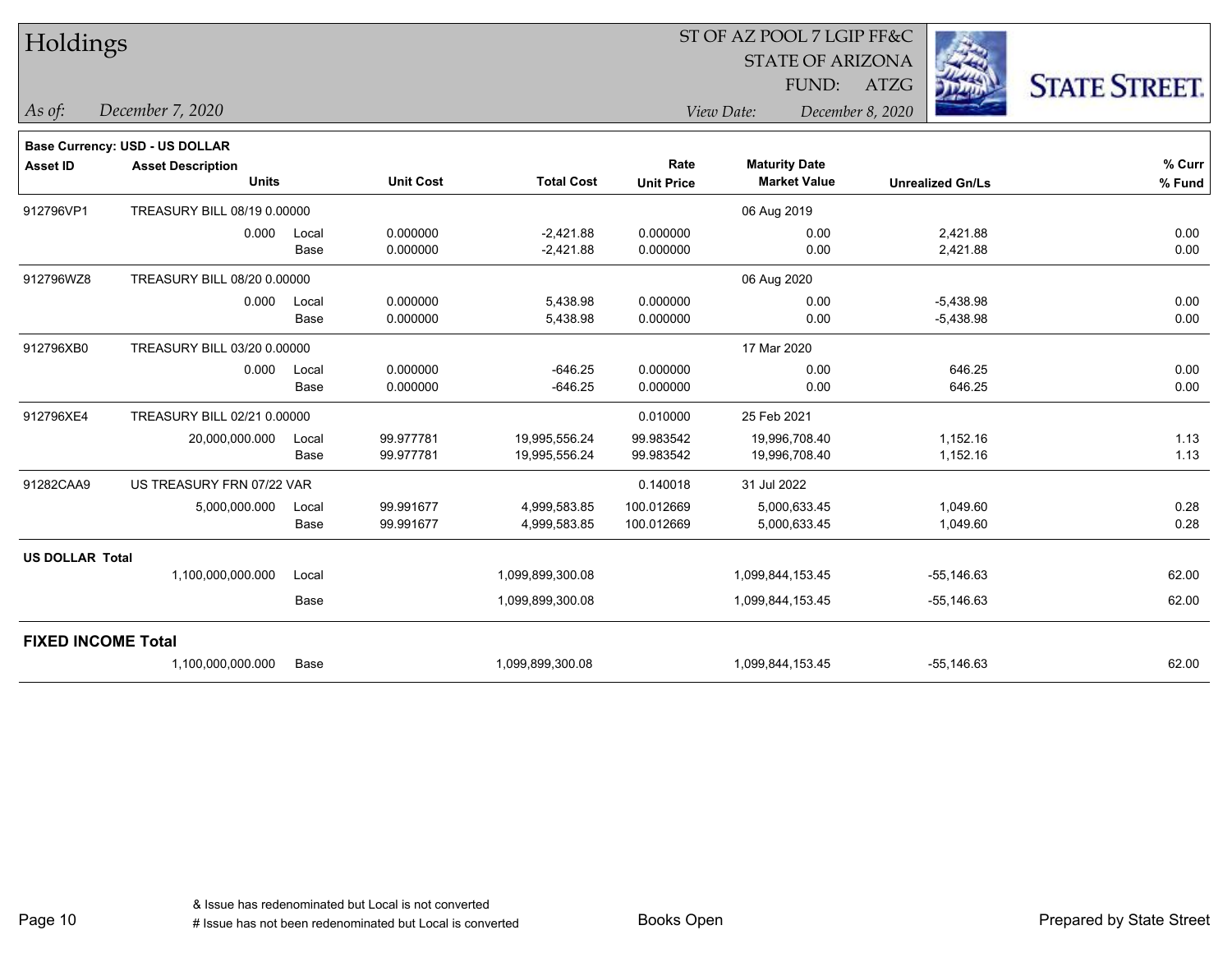# Holdings

ST OF AZ POOL 7 LGIP FF&C
STATE OF ARIZONA
FUND: ATZG

*As of:* *December 7, 2020*

*View Date:* *December 8, 2020*

STATE STREET.

**Base Currency: USD - US DOLLAR**

| Asset ID | Asset Description / Units | | Unit Cost | Total Cost | Rate / Unit Price | Maturity Date / Market Value | Unrealized Gn/Ls | % Curr / % Fund |
|---|---|---|---|---|---|---|---|---|
| 912796VP1 | TREASURY BILL 08/19 0.00000 | | | | | 06 Aug 2019 | | |
| | 0.000 | Local | 0.000000 | -2,421.88 | 0.000000 | 0.00 | 2,421.88 | 0.00 |
| | | Base | 0.000000 | -2,421.88 | 0.000000 | 0.00 | 2,421.88 | 0.00 |
| 912796WZ8 | TREASURY BILL 08/20 0.00000 | | | | | 06 Aug 2020 | | |
| | 0.000 | Local | 0.000000 | 5,438.98 | 0.000000 | 0.00 | -5,438.98 | 0.00 |
| | | Base | 0.000000 | 5,438.98 | 0.000000 | 0.00 | -5,438.98 | 0.00 |
| 912796XB0 | TREASURY BILL 03/20 0.00000 | | | | | 17 Mar 2020 | | |
| | 0.000 | Local | 0.000000 | -646.25 | 0.000000 | 0.00 | 646.25 | 0.00 |
| | | Base | 0.000000 | -646.25 | 0.000000 | 0.00 | 646.25 | 0.00 |
| 912796XE4 | TREASURY BILL 02/21 0.00000 | | | | 0.010000 | 25 Feb 2021 | | |
| | 20,000,000.000 | Local | 99.977781 | 19,995,556.24 | 99.983542 | 19,996,708.40 | 1,152.16 | 1.13 |
| | | Base | 99.977781 | 19,995,556.24 | 99.983542 | 19,996,708.40 | 1,152.16 | 1.13 |
| 91282CAA9 | US TREASURY FRN 07/22 VAR | | | | 0.140018 | 31 Jul 2022 | | |
| | 5,000,000.000 | Local | 99.991677 | 4,999,583.85 | 100.012669 | 5,000,633.45 | 1,049.60 | 0.28 |
| | | Base | 99.991677 | 4,999,583.85 | 100.012669 | 5,000,633.45 | 1,049.60 | 0.28 |
| **US DOLLAR Total** | | | | | | | | |
| | 1,100,000,000.000 | Local | | 1,099,899,300.08 | | 1,099,844,153.45 | -55,146.63 | 62.00 |
| | | Base | | 1,099,899,300.08 | | 1,099,844,153.45 | -55,146.63 | 62.00 |
| **FIXED INCOME Total** | | | | | | | | |
| | 1,100,000,000.000 | Base | | 1,099,899,300.08 | | 1,099,844,153.45 | -55,146.63 | 62.00 |

& Issue has redenominated but Local is not converted
# Issue has not been redenominated but Local is converted

Books Open

Prepared by State Street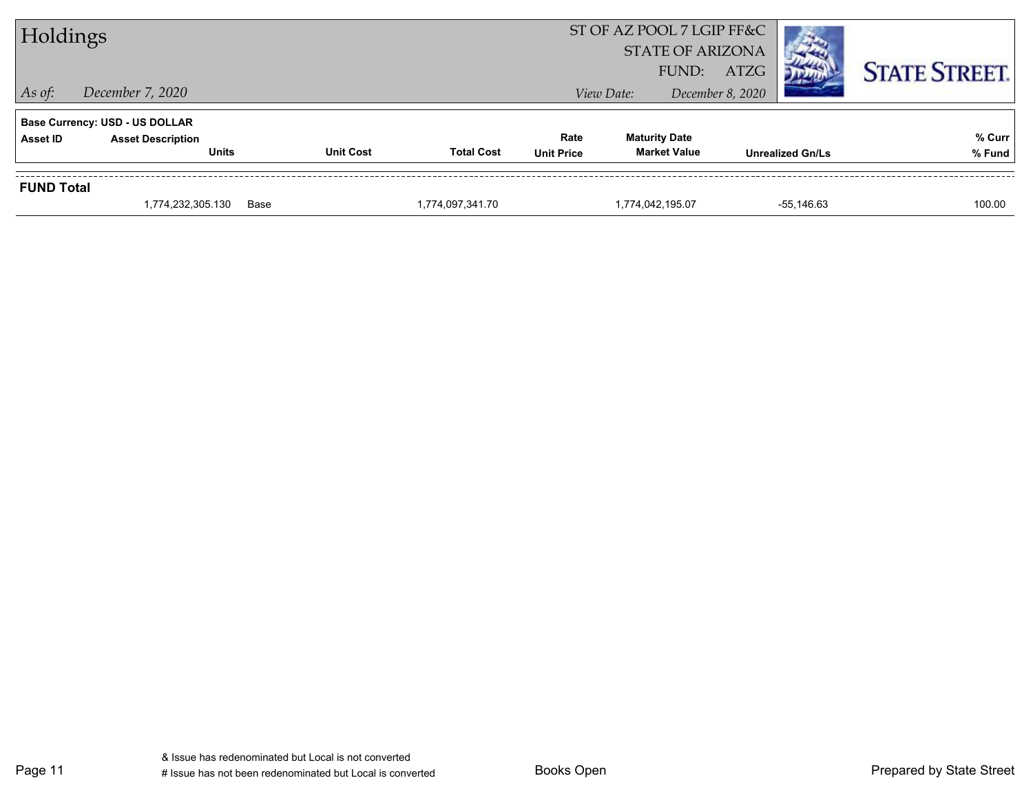# Holdings

*As of:* December 7, 2020

ST OF AZ POOL 7 LGIP FF&C
STATE OF ARIZONA
FUND: ATZG

*View Date:* December 8, 2020

**Base Currency: USD - US DOLLAR**

| Asset ID | Asset Description / Units | Unit Cost | Total Cost | Rate / Unit Price | Maturity Date / Market Value | Unrealized Gn/Ls | % Curr / % Fund |
|---|---|---|---|---|---|---|---|
| **FUND Total** | | | | | | | |
| | 1,774,232,305.130 | Base | 1,774,097,341.70 | | 1,774,042,195.07 | -55,146.63 | 100.00 |

& Issue has redenominated but Local is not converted
# Issue has not been redenominated but Local is converted

Books Open

Prepared by State Street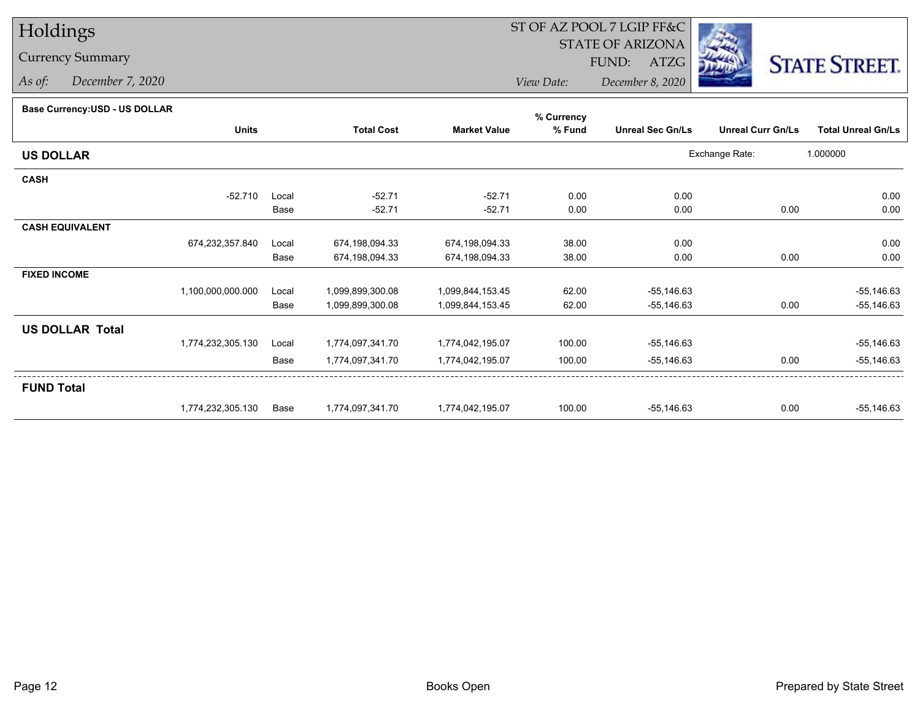# Holdings

Currency Summary

*As of:* *December 7, 2020*

ST OF AZ POOL 7 LGIP FF&C
STATE OF ARIZONA
FUND: ATZG

*View Date:* *December 8, 2020*

**Base Currency:USD - US DOLLAR**

| | Units | | Total Cost | Market Value | % Currency % Fund | Unreal Sec Gn/Ls | Unreal Curr Gn/Ls | Total Unreal Gn/Ls |
|---|---|---|---|---|---|---|---|---|
| **US DOLLAR** | | | | | | Exchange Rate: | 1.000000 | |
| **CASH** | | | | | | | | |
| | -52.710 | Local | -52.71 | -52.71 | 0.00 | 0.00 | | 0.00 |
| | | Base | -52.71 | -52.71 | 0.00 | 0.00 | 0.00 | 0.00 |
| **CASH EQUIVALENT** | | | | | | | | |
| | 674,232,357.840 | Local | 674,198,094.33 | 674,198,094.33 | 38.00 | 0.00 | | 0.00 |
| | | Base | 674,198,094.33 | 674,198,094.33 | 38.00 | 0.00 | 0.00 | 0.00 |
| **FIXED INCOME** | | | | | | | | |
| | 1,100,000,000.000 | Local | 1,099,899,300.08 | 1,099,844,153.45 | 62.00 | -55,146.63 | | -55,146.63 |
| | | Base | 1,099,899,300.08 | 1,099,844,153.45 | 62.00 | -55,146.63 | 0.00 | -55,146.63 |
| **US DOLLAR Total** | | | | | | | | |
| | 1,774,232,305.130 | Local | 1,774,097,341.70 | 1,774,042,195.07 | 100.00 | -55,146.63 | | -55,146.63 |
| | | Base | 1,774,097,341.70 | 1,774,042,195.07 | 100.00 | -55,146.63 | 0.00 | -55,146.63 |
| **FUND Total** | | | | | | | | |
| | 1,774,232,305.130 | Base | 1,774,097,341.70 | 1,774,042,195.07 | 100.00 | -55,146.63 | 0.00 | -55,146.63 |

Books Open

Prepared by State Street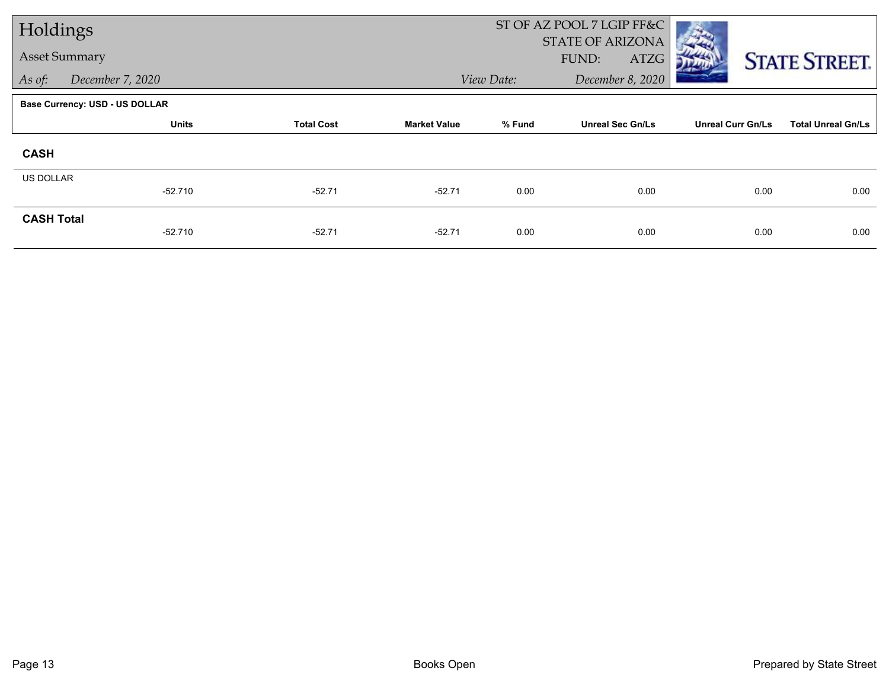# Holdings

## Asset Summary

*As of:* December 7, 2020

ST OF AZ POOL 7 LGIP FF&C
STATE OF ARIZONA
FUND: ATZG

*View Date:* December 8, 2020

**Base Currency: USD - US DOLLAR**

| | Units | Total Cost | Market Value | % Fund | Unreal Sec Gn/Ls | Unreal Curr Gn/Ls | Total Unreal Gn/Ls |
|---|---|---|---|---|---|---|---|
| **CASH** | | | | | | | |
| US DOLLAR | -52.710 | -52.71 | -52.71 | 0.00 | 0.00 | 0.00 | 0.00 |
| **CASH Total** | -52.710 | -52.71 | -52.71 | 0.00 | 0.00 | 0.00 | 0.00 |

Books Open

Prepared by State Street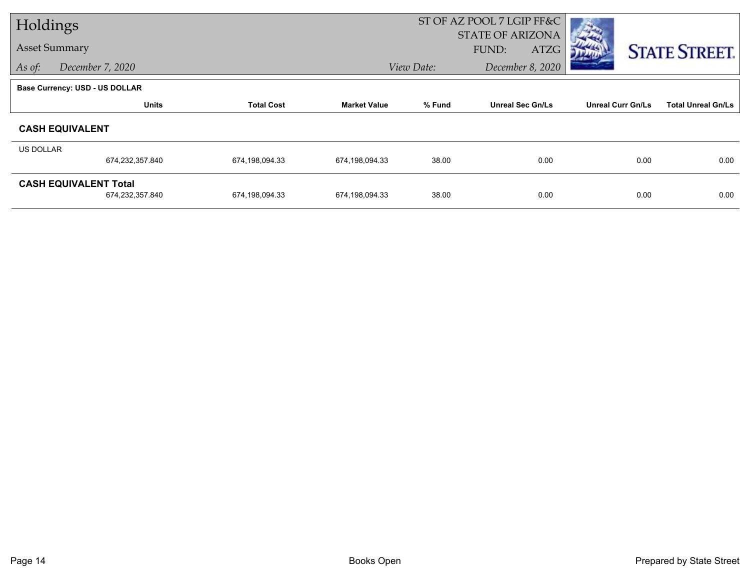# Holdings

## Asset Summary

*As of:* December 7, 2020

ST OF AZ POOL 7 LGIP FF&C
STATE OF ARIZONA
FUND: ATZG

*View Date:* December 8, 2020

STATE STREET.

**Base Currency: USD - US DOLLAR**

| | Units | Total Cost | Market Value | % Fund | Unreal Sec Gn/Ls | Unreal Curr Gn/Ls | Total Unreal Gn/Ls |
|---|---|---|---|---|---|---|---|
| **CASH EQUIVALENT** | | | | | | | |
| US DOLLAR | 674,232,357.840 | 674,198,094.33 | 674,198,094.33 | 38.00 | 0.00 | 0.00 | 0.00 |
| **CASH EQUIVALENT Total** | 674,232,357.840 | 674,198,094.33 | 674,198,094.33 | 38.00 | 0.00 | 0.00 | 0.00 |

Books Open

Prepared by State Street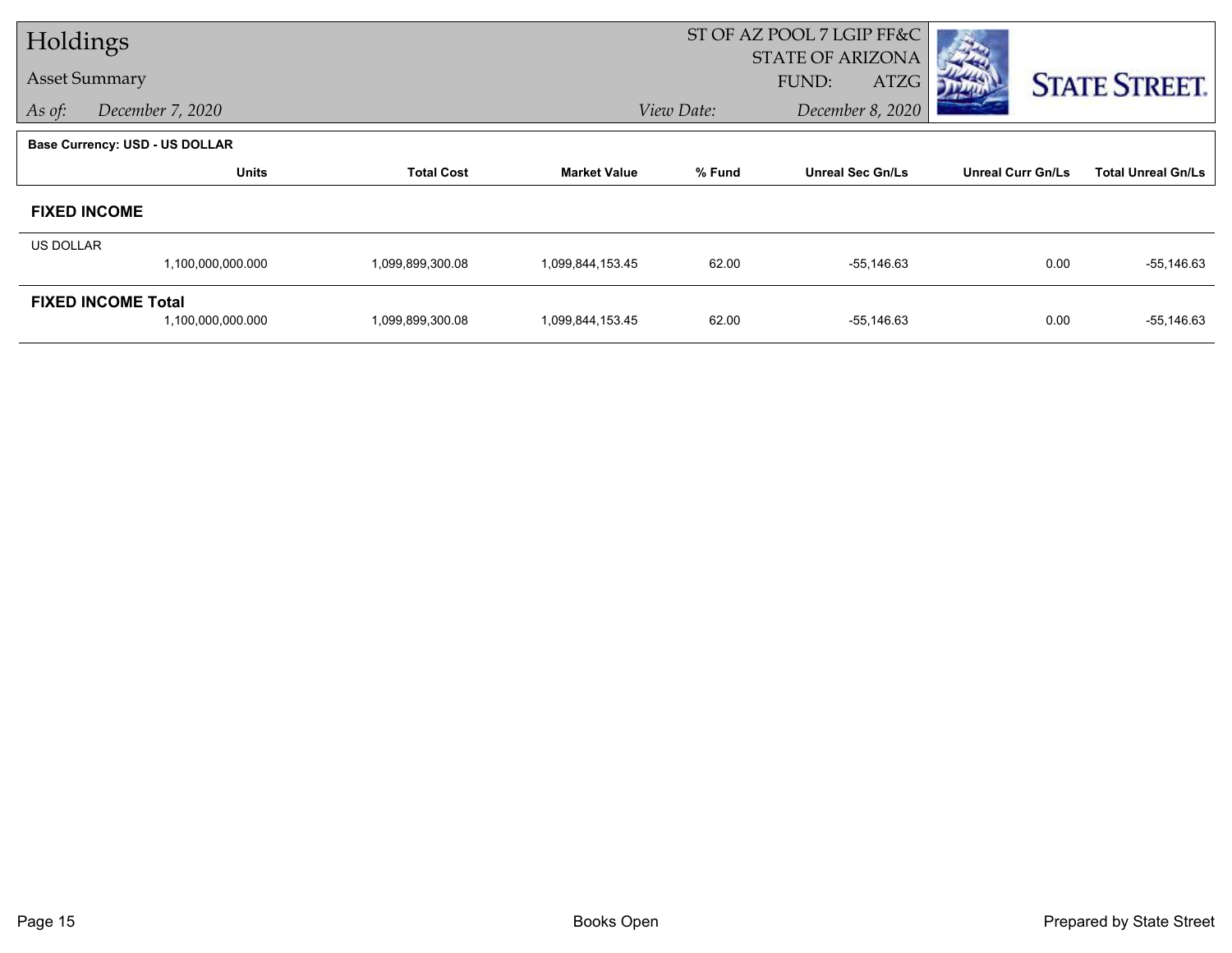# Holdings

## Asset Summary

*As of:* *December 7, 2020*

ST OF AZ POOL 7 LGIP FF&C
STATE OF ARIZONA
FUND: ATZG

*View Date:* *December 8, 2020*

STATE STREET.

**Base Currency: USD - US DOLLAR**

| | Units | Total Cost | Market Value | % Fund | Unreal Sec Gn/Ls | Unreal Curr Gn/Ls | Total Unreal Gn/Ls |
|---|---|---|---|---|---|---|---|
| **FIXED INCOME** | | | | | | | |
| US DOLLAR | 1,100,000,000.000 | 1,099,899,300.08 | 1,099,844,153.45 | 62.00 | -55,146.63 | 0.00 | -55,146.63 |
| **FIXED INCOME Total** | 1,100,000,000.000 | 1,099,899,300.08 | 1,099,844,153.45 | 62.00 | -55,146.63 | 0.00 | -55,146.63 |

Books Open

Prepared by State Street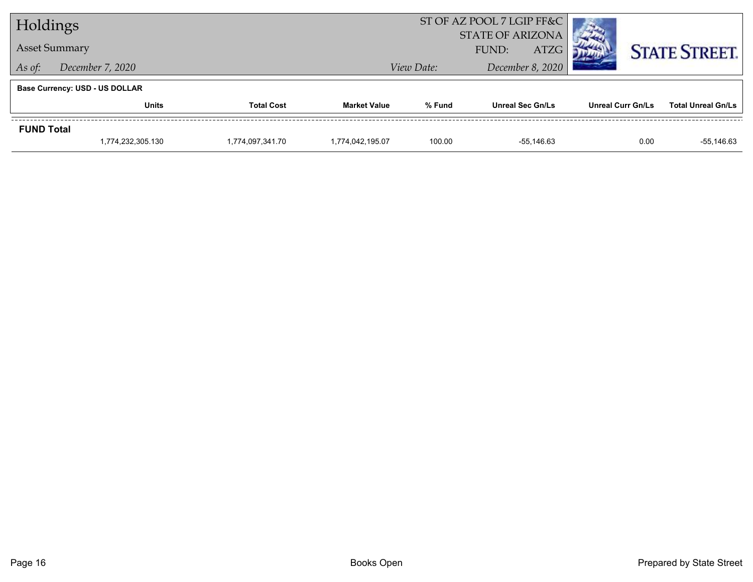# Holdings

## Asset Summary

*As of:* *December 7, 2020*

ST OF AZ POOL 7 LGIP FF&C
STATE OF ARIZONA
FUND: ATZG

*View Date:* *December 8, 2020*

**Base Currency: USD - US DOLLAR**

| | Units | Total Cost | Market Value | % Fund | Unreal Sec Gn/Ls | Unreal Curr Gn/Ls | Total Unreal Gn/Ls |
|---|---|---|---|---|---|---|---|
| **FUND Total** | | | | | | | |
| | 1,774,232,305.130 | 1,774,097,341.70 | 1,774,042,195.07 | 100.00 | -55,146.63 | 0.00 | -55,146.63 |

Books Open

Prepared by State Street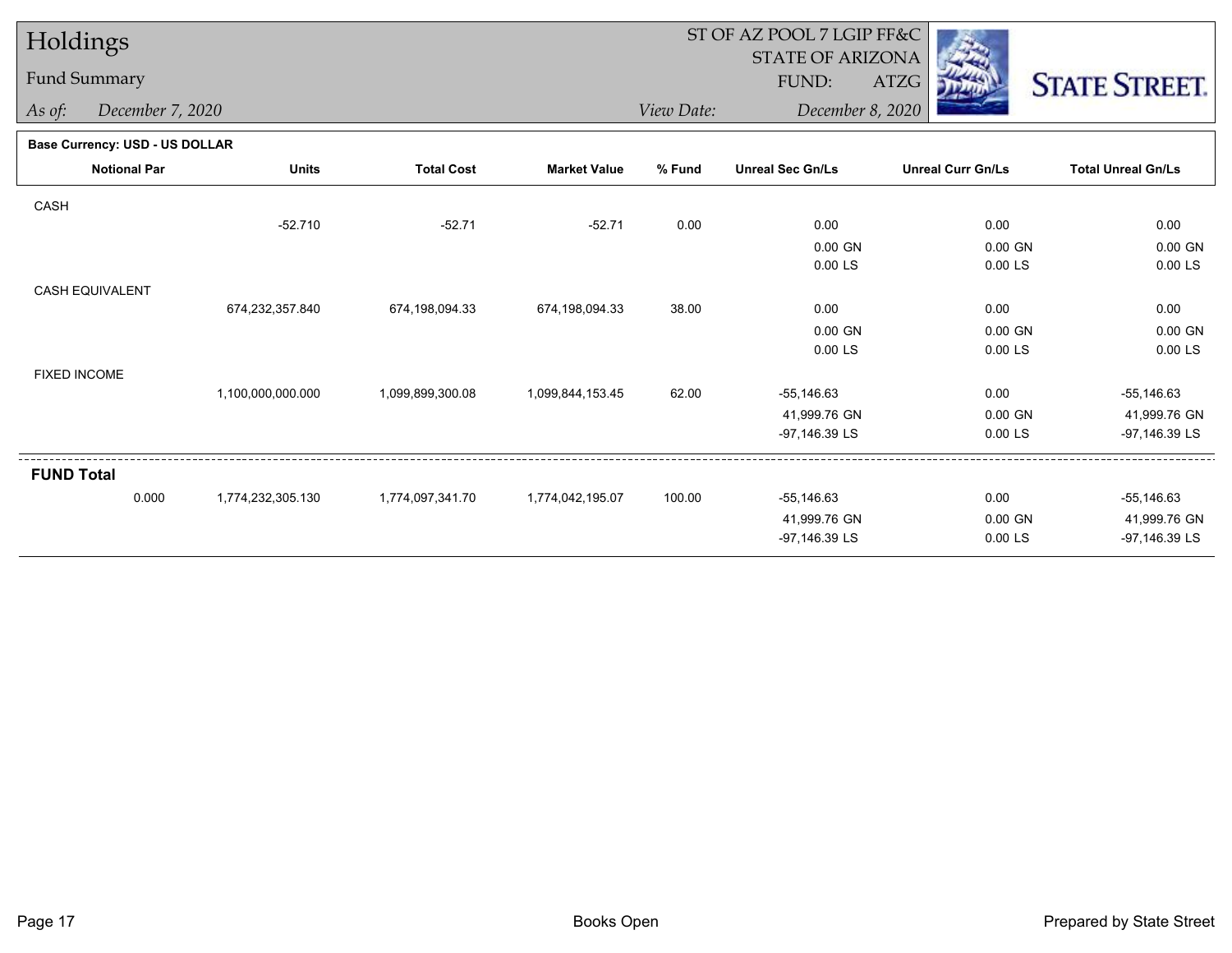# Holdings

Fund Summary

*As of:* *December 7, 2020*

ST OF AZ POOL 7 LGIP FF&C
STATE OF ARIZONA
FUND: ATZG

*View Date:* *December 8, 2020*

STATE STREET.

**Base Currency: USD - US DOLLAR**

| Notional Par | Units | Total Cost | Market Value | % Fund | Unreal Sec Gn/Ls | Unreal Curr Gn/Ls | Total Unreal Gn/Ls |
|---|---|---|---|---|---|---|---|
| CASH | | | | | | | |
| | -52.710 | -52.71 | -52.71 | 0.00 | 0.00 | 0.00 | 0.00 |
| | | | | | 0.00 GN | 0.00 GN | 0.00 GN |
| | | | | | 0.00 LS | 0.00 LS | 0.00 LS |
| CASH EQUIVALENT | | | | | | | |
| | 674,232,357.840 | 674,198,094.33 | 674,198,094.33 | 38.00 | 0.00 | 0.00 | 0.00 |
| | | | | | 0.00 GN | 0.00 GN | 0.00 GN |
| | | | | | 0.00 LS | 0.00 LS | 0.00 LS |
| FIXED INCOME | | | | | | | |
| | 1,100,000,000.000 | 1,099,899,300.08 | 1,099,844,153.45 | 62.00 | -55,146.63 | 0.00 | -55,146.63 |
| | | | | | 41,999.76 GN | 0.00 GN | 41,999.76 GN |
| | | | | | -97,146.39 LS | 0.00 LS | -97,146.39 LS |
| **FUND Total** | | | | | | | |
| 0.000 | 1,774,232,305.130 | 1,774,097,341.70 | 1,774,042,195.07 | 100.00 | -55,146.63 | 0.00 | -55,146.63 |
| | | | | | 41,999.76 GN | 0.00 GN | 41,999.76 GN |
| | | | | | -97,146.39 LS | 0.00 LS | -97,146.39 LS |

Books Open

Prepared by State Street